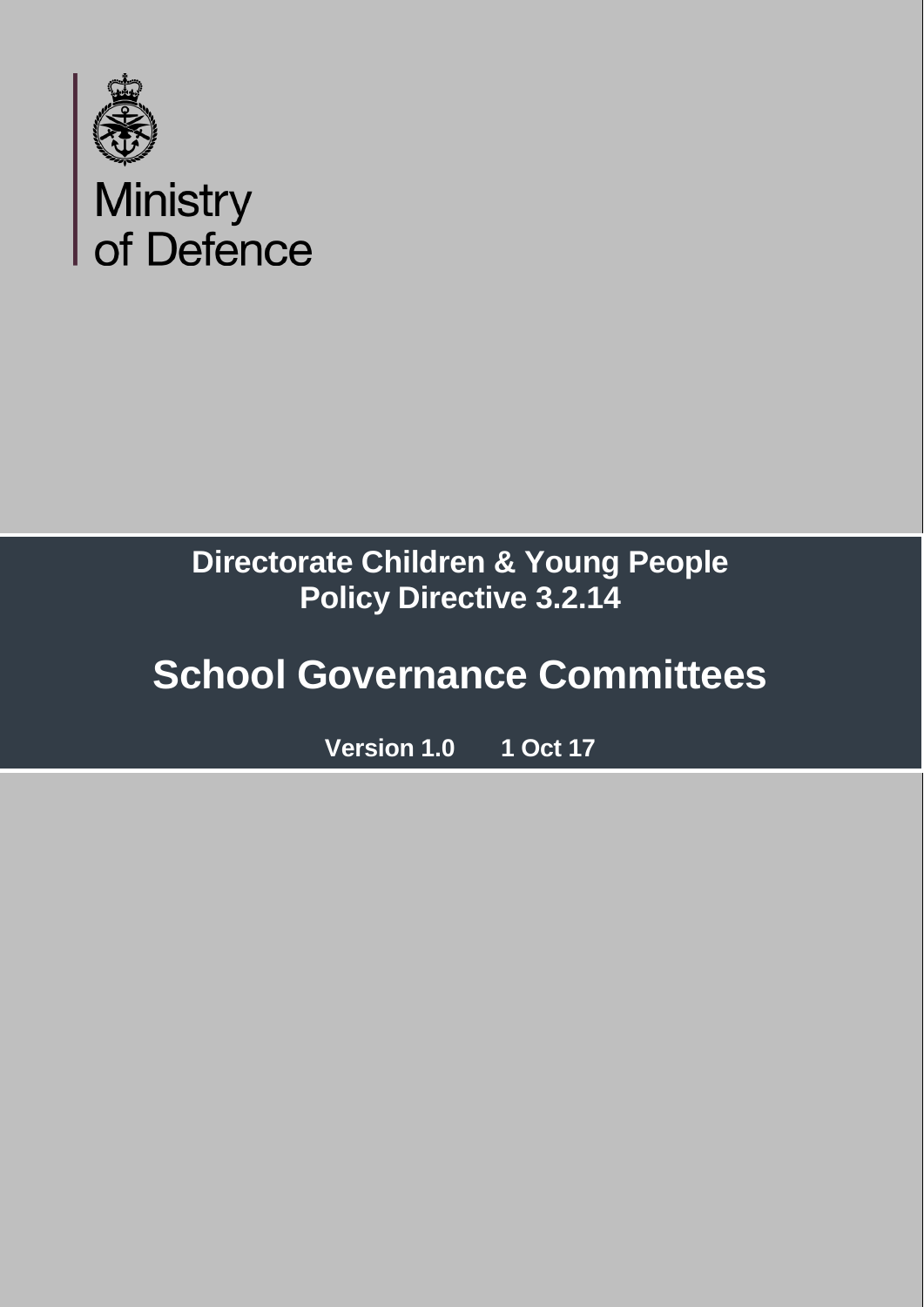Ministry of Defence

**Directorate Children & Young People**
**Policy Directive 3.2.14**

# School Governance Committees

**Version 1.0 1 Oct 17**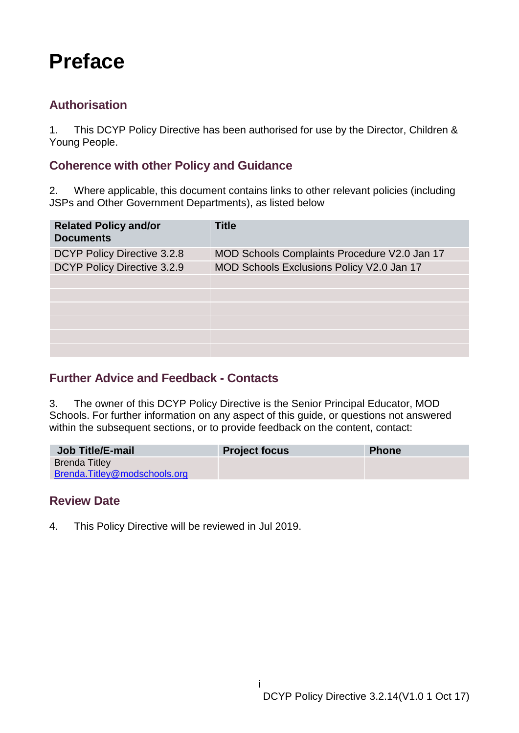# Preface

## Authorisation

1. This DCYP Policy Directive has been authorised for use by the Director, Children & Young People.

## Coherence with other Policy and Guidance

2. Where applicable, this document contains links to other relevant policies (including JSPs and Other Government Departments), as listed below

| Related Policy and/or Documents | Title |
|---|---|
| DCYP Policy Directive 3.2.8 | MOD Schools Complaints Procedure V2.0 Jan 17 |
| DCYP Policy Directive 3.2.9 | MOD Schools Exclusions Policy V2.0 Jan 17 |
| | |
| | |
| | |
| | |
| | |
| | |

## Further Advice and Feedback - Contacts

3. The owner of this DCYP Policy Directive is the Senior Principal Educator, MOD Schools. For further information on any aspect of this guide, or questions not answered within the subsequent sections, or to provide feedback on the content, contact:

| Job Title/E-mail | Project focus | Phone |
|---|---|---|
| Brenda Titley Brenda.Titley@modschools.org | | |

## Review Date

4. This Policy Directive will be reviewed in Jul 2019.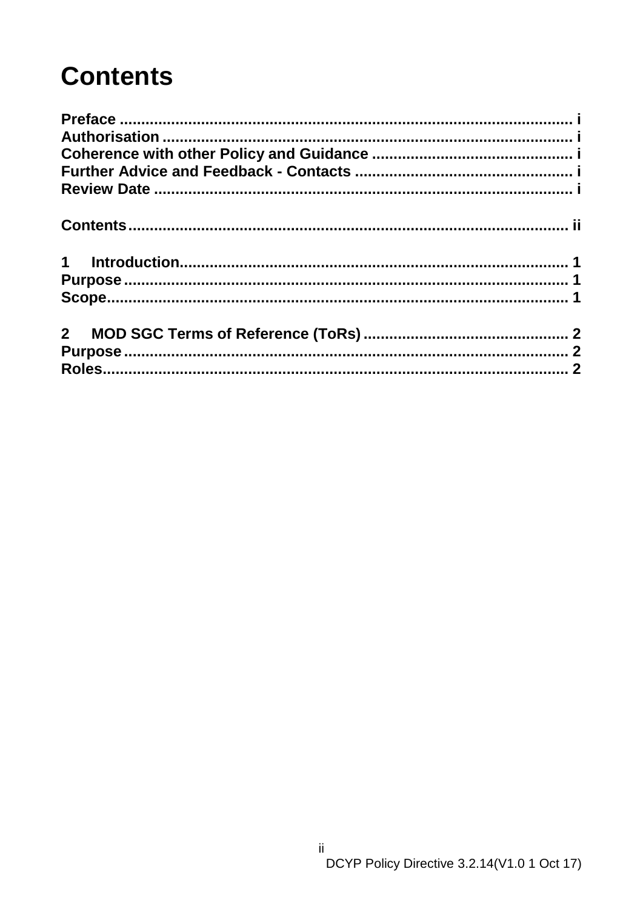# Contents

**Preface ................................................................................................. i**
**Authorisation ........................................................................................ i**
**Coherence with other Policy and Guidance ............................................. i**
**Further Advice and Feedback - Contacts ................................................ i**
**Review Date ........................................................................................ i**

**Contents.............................................................................................. ii**

**1 Introduction.................................................................................... 1**
**Purpose ................................................................................................ 1**
**Scope.................................................................................................... 1**

**2 MOD SGC Terms of Reference (ToRs) ............................................... 2**
**Purpose ................................................................................................ 2**
**Roles..................................................................................................... 2**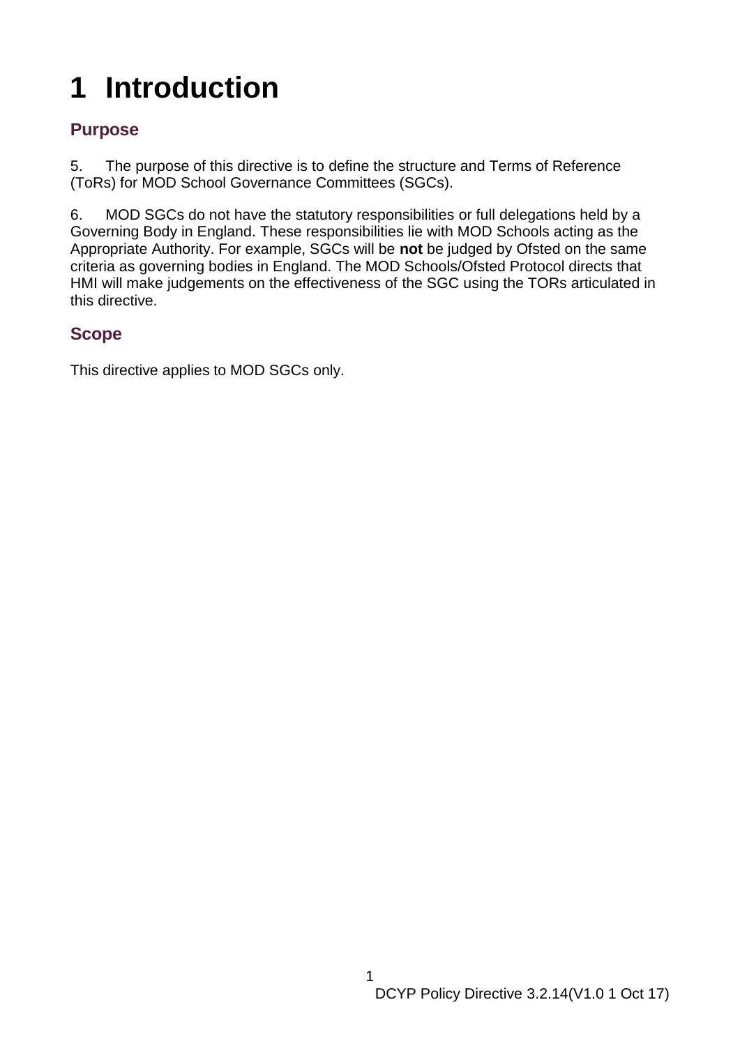# 1 Introduction

## Purpose

5. The purpose of this directive is to define the structure and Terms of Reference (ToRs) for MOD School Governance Committees (SGCs).

6. MOD SGCs do not have the statutory responsibilities or full delegations held by a Governing Body in England. These responsibilities lie with MOD Schools acting as the Appropriate Authority. For example, SGCs will be **not** be judged by Ofsted on the same criteria as governing bodies in England. The MOD Schools/Ofsted Protocol directs that HMI will make judgements on the effectiveness of the SGC using the TORs articulated in this directive.

## Scope

This directive applies to MOD SGCs only.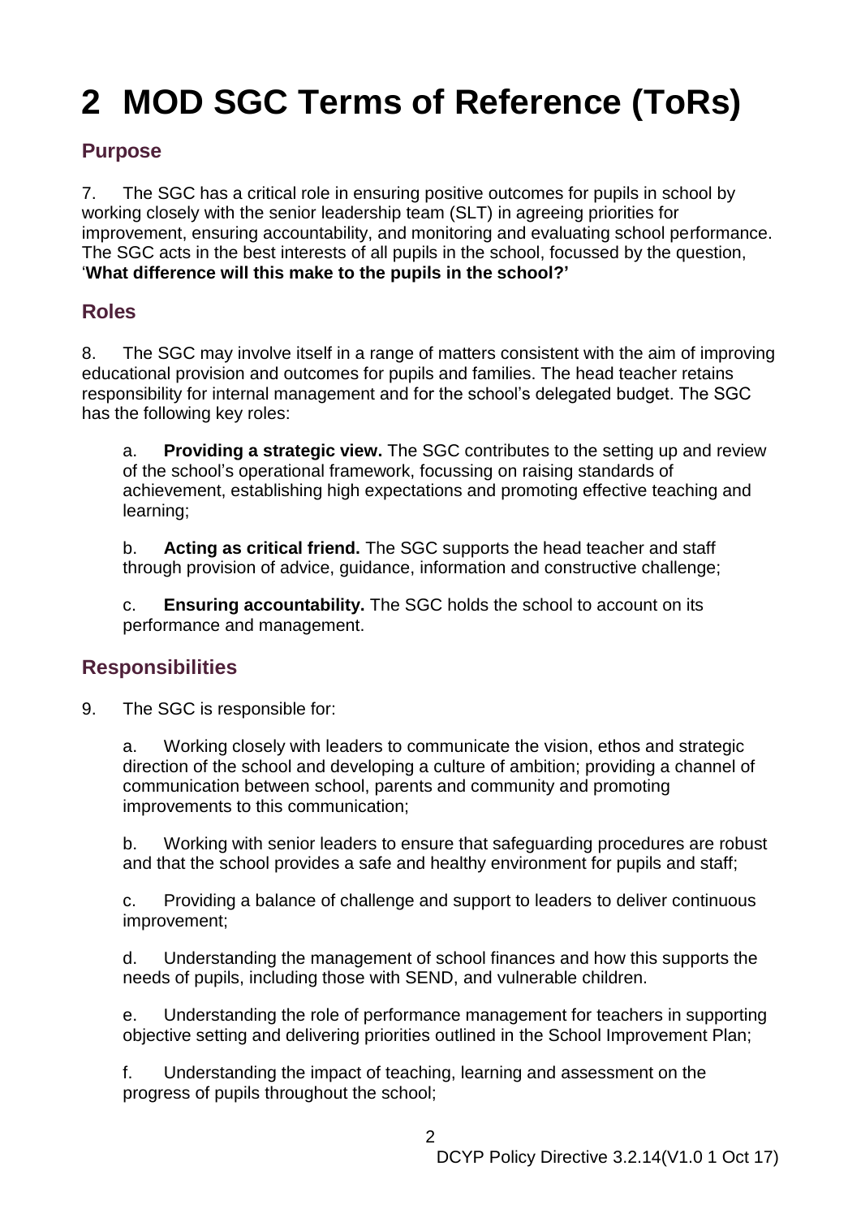# 2 MOD SGC Terms of Reference (ToRs)

## Purpose

7. The SGC has a critical role in ensuring positive outcomes for pupils in school by working closely with the senior leadership team (SLT) in agreeing priorities for improvement, ensuring accountability, and monitoring and evaluating school performance. The SGC acts in the best interests of all pupils in the school, focussed by the question, '**What difference will this make to the pupils in the school?'**

## Roles

8. The SGC may involve itself in a range of matters consistent with the aim of improving educational provision and outcomes for pupils and families. The head teacher retains responsibility for internal management and for the school's delegated budget. The SGC has the following key roles:

a. **Providing a strategic view.** The SGC contributes to the setting up and review of the school's operational framework, focussing on raising standards of achievement, establishing high expectations and promoting effective teaching and learning;

b. **Acting as critical friend.** The SGC supports the head teacher and staff through provision of advice, guidance, information and constructive challenge;

c. **Ensuring accountability.** The SGC holds the school to account on its performance and management.

## Responsibilities

9. The SGC is responsible for:

a. Working closely with leaders to communicate the vision, ethos and strategic direction of the school and developing a culture of ambition; providing a channel of communication between school, parents and community and promoting improvements to this communication;

b. Working with senior leaders to ensure that safeguarding procedures are robust and that the school provides a safe and healthy environment for pupils and staff;

c. Providing a balance of challenge and support to leaders to deliver continuous improvement;

d. Understanding the management of school finances and how this supports the needs of pupils, including those with SEND, and vulnerable children.

e. Understanding the role of performance management for teachers in supporting objective setting and delivering priorities outlined in the School Improvement Plan;

f. Understanding the impact of teaching, learning and assessment on the progress of pupils throughout the school;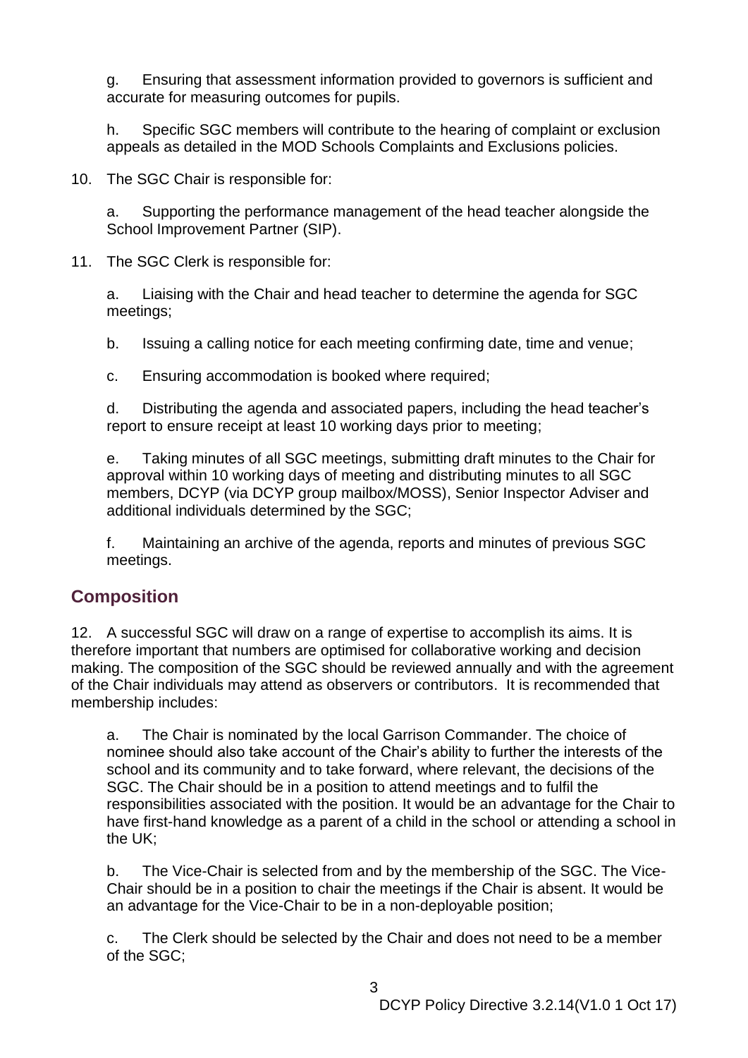g. Ensuring that assessment information provided to governors is sufficient and accurate for measuring outcomes for pupils.

h. Specific SGC members will contribute to the hearing of complaint or exclusion appeals as detailed in the MOD Schools Complaints and Exclusions policies.

10. The SGC Chair is responsible for:

a. Supporting the performance management of the head teacher alongside the School Improvement Partner (SIP).

11. The SGC Clerk is responsible for:

a. Liaising with the Chair and head teacher to determine the agenda for SGC meetings;

b. Issuing a calling notice for each meeting confirming date, time and venue;

c. Ensuring accommodation is booked where required;

d. Distributing the agenda and associated papers, including the head teacher's report to ensure receipt at least 10 working days prior to meeting;

e. Taking minutes of all SGC meetings, submitting draft minutes to the Chair for approval within 10 working days of meeting and distributing minutes to all SGC members, DCYP (via DCYP group mailbox/MOSS), Senior Inspector Adviser and additional individuals determined by the SGC;

f. Maintaining an archive of the agenda, reports and minutes of previous SGC meetings.

## Composition

12. A successful SGC will draw on a range of expertise to accomplish its aims. It is therefore important that numbers are optimised for collaborative working and decision making. The composition of the SGC should be reviewed annually and with the agreement of the Chair individuals may attend as observers or contributors. It is recommended that membership includes:

a. The Chair is nominated by the local Garrison Commander. The choice of nominee should also take account of the Chair's ability to further the interests of the school and its community and to take forward, where relevant, the decisions of the SGC. The Chair should be in a position to attend meetings and to fulfil the responsibilities associated with the position. It would be an advantage for the Chair to have first-hand knowledge as a parent of a child in the school or attending a school in the UK;

b. The Vice-Chair is selected from and by the membership of the SGC. The Vice-Chair should be in a position to chair the meetings if the Chair is absent. It would be an advantage for the Vice-Chair to be in a non-deployable position;

c. The Clerk should be selected by the Chair and does not need to be a member of the SGC;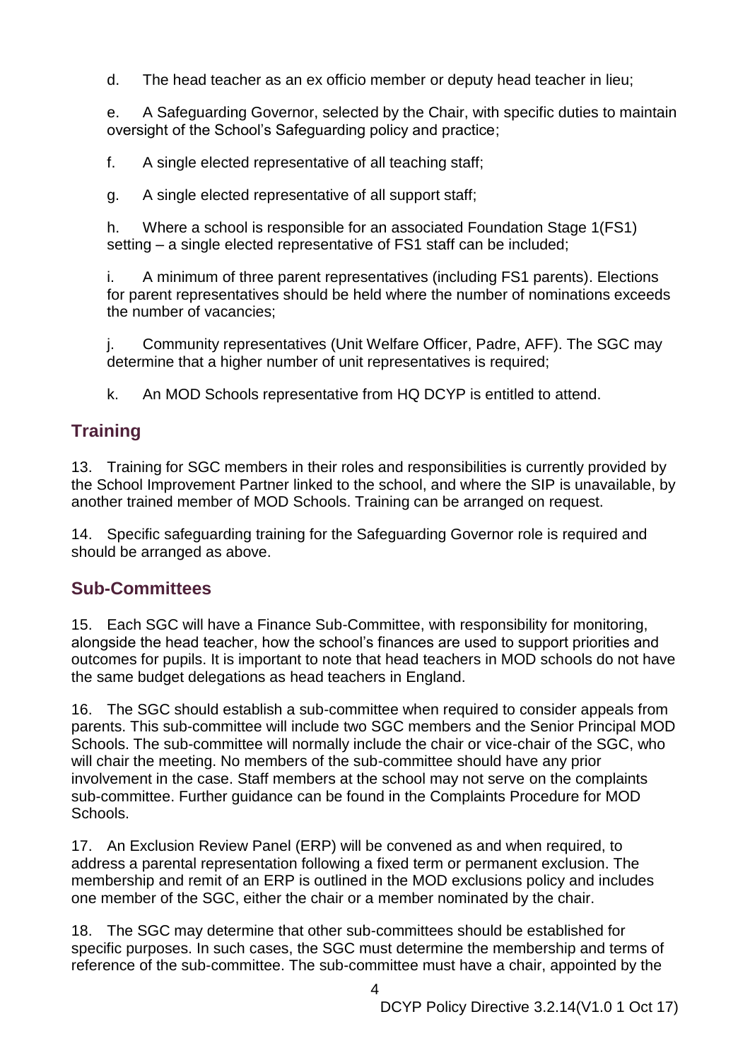d. The head teacher as an ex officio member or deputy head teacher in lieu;

e. A Safeguarding Governor, selected by the Chair, with specific duties to maintain oversight of the School's Safeguarding policy and practice;

f. A single elected representative of all teaching staff;

g. A single elected representative of all support staff;

h. Where a school is responsible for an associated Foundation Stage 1(FS1) setting – a single elected representative of FS1 staff can be included;

i. A minimum of three parent representatives (including FS1 parents). Elections for parent representatives should be held where the number of nominations exceeds the number of vacancies;

j. Community representatives (Unit Welfare Officer, Padre, AFF). The SGC may determine that a higher number of unit representatives is required;

k. An MOD Schools representative from HQ DCYP is entitled to attend.

## Training

13. Training for SGC members in their roles and responsibilities is currently provided by the School Improvement Partner linked to the school, and where the SIP is unavailable, by another trained member of MOD Schools. Training can be arranged on request.

14. Specific safeguarding training for the Safeguarding Governor role is required and should be arranged as above.

## Sub-Committees

15. Each SGC will have a Finance Sub-Committee, with responsibility for monitoring, alongside the head teacher, how the school's finances are used to support priorities and outcomes for pupils. It is important to note that head teachers in MOD schools do not have the same budget delegations as head teachers in England.

16. The SGC should establish a sub-committee when required to consider appeals from parents. This sub-committee will include two SGC members and the Senior Principal MOD Schools. The sub-committee will normally include the chair or vice-chair of the SGC, who will chair the meeting. No members of the sub-committee should have any prior involvement in the case. Staff members at the school may not serve on the complaints sub-committee. Further guidance can be found in the Complaints Procedure for MOD Schools.

17. An Exclusion Review Panel (ERP) will be convened as and when required, to address a parental representation following a fixed term or permanent exclusion. The membership and remit of an ERP is outlined in the MOD exclusions policy and includes one member of the SGC, either the chair or a member nominated by the chair.

18. The SGC may determine that other sub-committees should be established for specific purposes. In such cases, the SGC must determine the membership and terms of reference of the sub-committee. The sub-committee must have a chair, appointed by the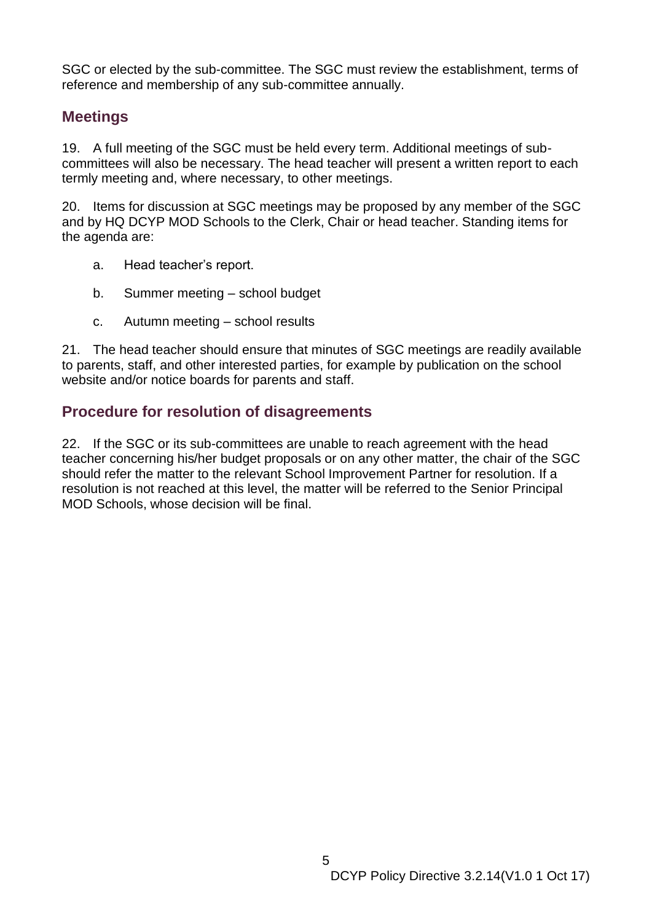SGC or elected by the sub-committee. The SGC must review the establishment, terms of reference and membership of any sub-committee annually.

## Meetings

19. A full meeting of the SGC must be held every term. Additional meetings of sub-committees will also be necessary. The head teacher will present a written report to each termly meeting and, where necessary, to other meetings.

20. Items for discussion at SGC meetings may be proposed by any member of the SGC and by HQ DCYP MOD Schools to the Clerk, Chair or head teacher. Standing items for the agenda are:

  a. Head teacher's report.

  b. Summer meeting – school budget

  c. Autumn meeting – school results

21. The head teacher should ensure that minutes of SGC meetings are readily available to parents, staff, and other interested parties, for example by publication on the school website and/or notice boards for parents and staff.

## Procedure for resolution of disagreements

22. If the SGC or its sub-committees are unable to reach agreement with the head teacher concerning his/her budget proposals or on any other matter, the chair of the SGC should refer the matter to the relevant School Improvement Partner for resolution. If a resolution is not reached at this level, the matter will be referred to the Senior Principal MOD Schools, whose decision will be final.